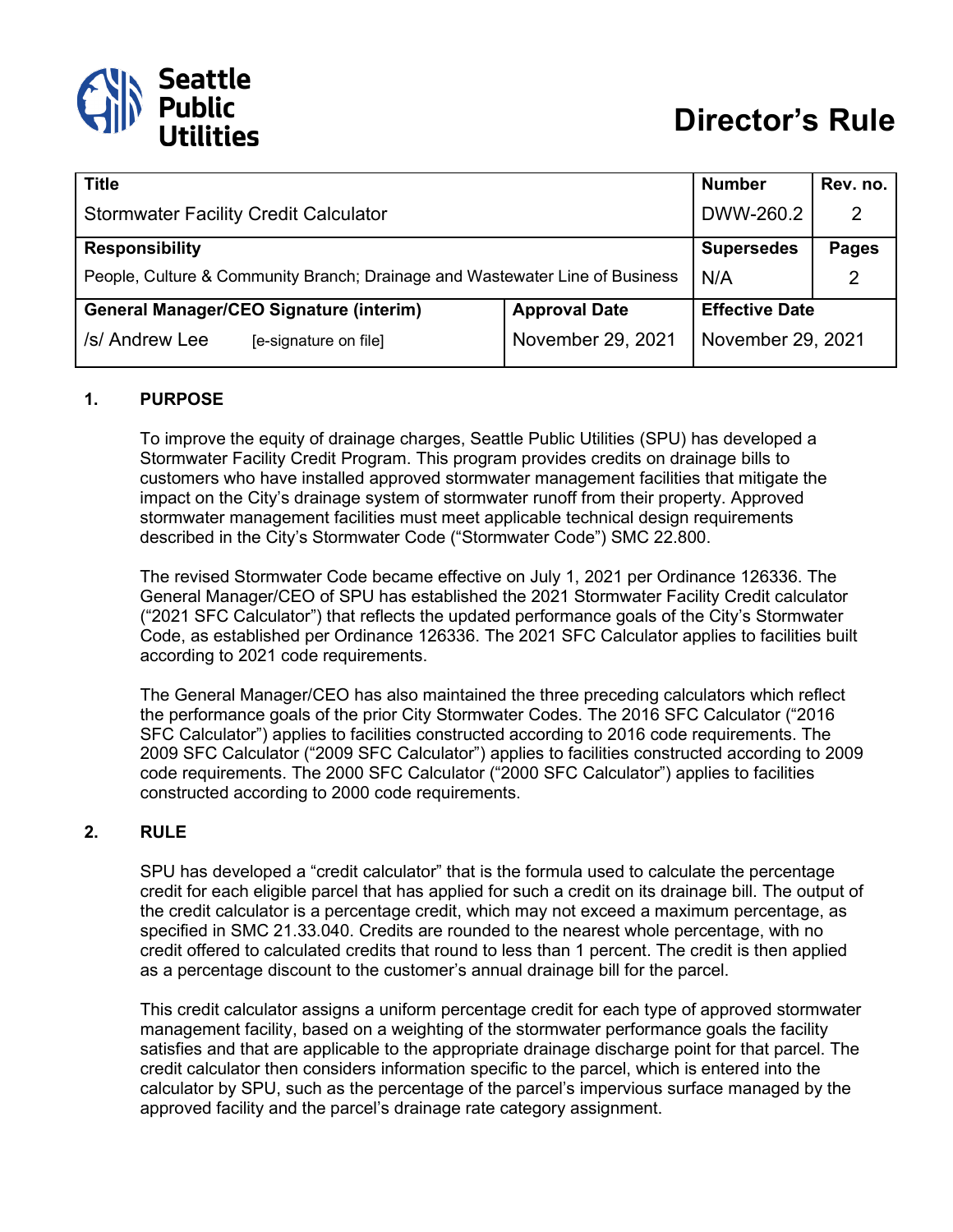Seattle Public Utilities

# Director's Rule

| Title | | Number | Rev. no. |
|---|---|---|---|
| Stormwater Facility Credit Calculator | | DWW-260.2 | 2 |
| **Responsibility** | | **Supersedes** | **Pages** |
| People, Culture & Community Branch; Drainage and Wastewater Line of Business | | N/A | 2 |
| **General Manager/CEO Signature (interim)** | **Approval Date** | **Effective Date** | |
| /s/ Andrew Lee [e-signature on file] | November 29, 2021 | November 29, 2021 | |

## 1. PURPOSE

To improve the equity of drainage charges, Seattle Public Utilities (SPU) has developed a Stormwater Facility Credit Program. This program provides credits on drainage bills to customers who have installed approved stormwater management facilities that mitigate the impact on the City's drainage system of stormwater runoff from their property. Approved stormwater management facilities must meet applicable technical design requirements described in the City's Stormwater Code ("Stormwater Code") SMC 22.800.

The revised Stormwater Code became effective on July 1, 2021 per Ordinance 126336. The General Manager/CEO of SPU has established the 2021 Stormwater Facility Credit calculator ("2021 SFC Calculator") that reflects the updated performance goals of the City's Stormwater Code, as established per Ordinance 126336. The 2021 SFC Calculator applies to facilities built according to 2021 code requirements.

The General Manager/CEO has also maintained the three preceding calculators which reflect the performance goals of the prior City Stormwater Codes. The 2016 SFC Calculator ("2016 SFC Calculator") applies to facilities constructed according to 2016 code requirements. The 2009 SFC Calculator ("2009 SFC Calculator") applies to facilities constructed according to 2009 code requirements. The 2000 SFC Calculator ("2000 SFC Calculator") applies to facilities constructed according to 2000 code requirements.

## 2. RULE

SPU has developed a "credit calculator" that is the formula used to calculate the percentage credit for each eligible parcel that has applied for such a credit on its drainage bill. The output of the credit calculator is a percentage credit, which may not exceed a maximum percentage, as specified in SMC 21.33.040. Credits are rounded to the nearest whole percentage, with no credit offered to calculated credits that round to less than 1 percent. The credit is then applied as a percentage discount to the customer's annual drainage bill for the parcel.

This credit calculator assigns a uniform percentage credit for each type of approved stormwater management facility, based on a weighting of the stormwater performance goals the facility satisfies and that are applicable to the appropriate drainage discharge point for that parcel. The credit calculator then considers information specific to the parcel, which is entered into the calculator by SPU, such as the percentage of the parcel's impervious surface managed by the approved facility and the parcel's drainage rate category assignment.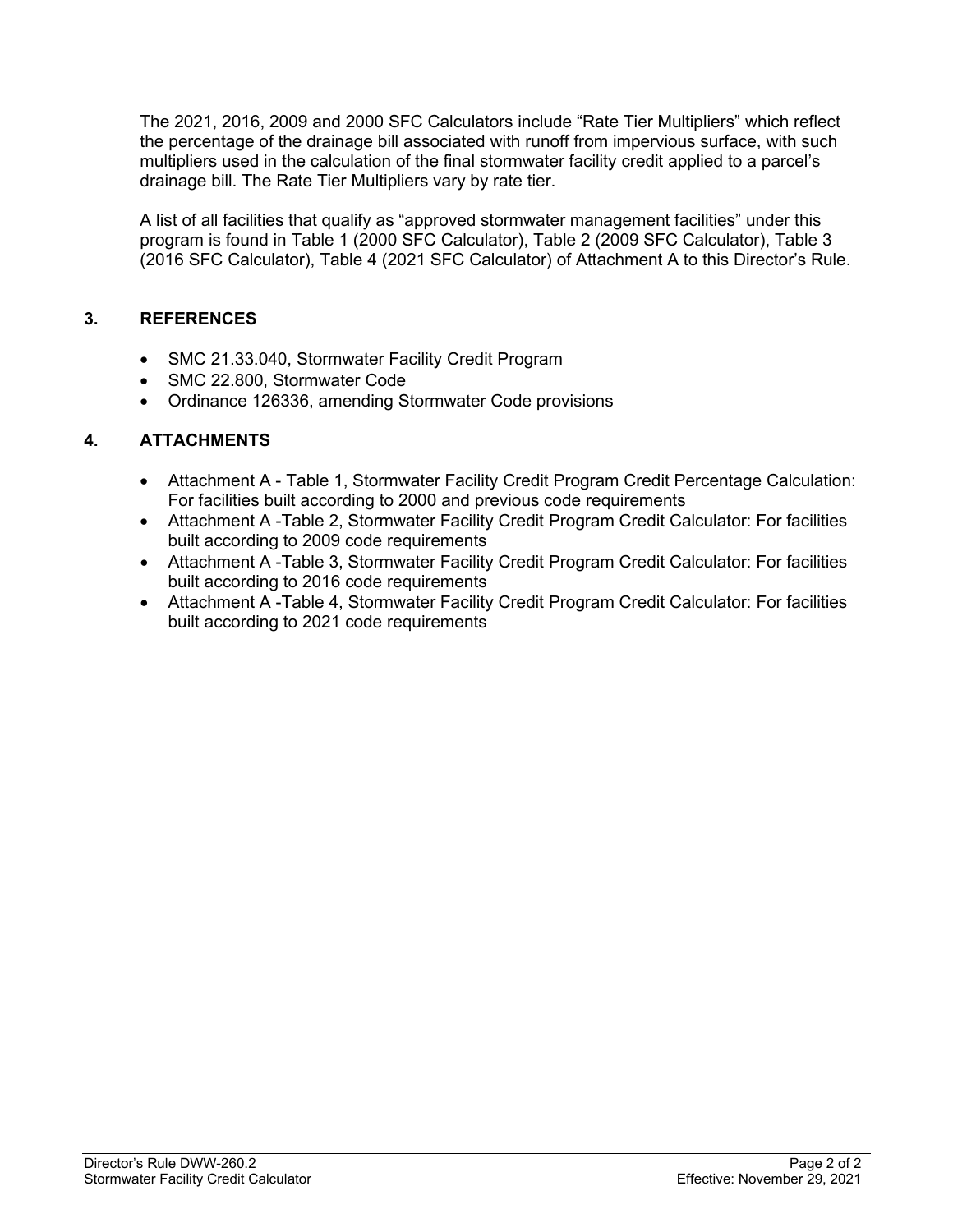The 2021, 2016, 2009 and 2000 SFC Calculators include “Rate Tier Multipliers” which reflect the percentage of the drainage bill associated with runoff from impervious surface, with such multipliers used in the calculation of the final stormwater facility credit applied to a parcel’s drainage bill. The Rate Tier Multipliers vary by rate tier.

A list of all facilities that qualify as “approved stormwater management facilities” under this program is found in Table 1 (2000 SFC Calculator), Table 2 (2009 SFC Calculator), Table 3 (2016 SFC Calculator), Table 4 (2021 SFC Calculator) of Attachment A to this Director’s Rule.

## 3. REFERENCES

- SMC 21.33.040, Stormwater Facility Credit Program
- SMC 22.800, Stormwater Code
- Ordinance 126336, amending Stormwater Code provisions

## 4. ATTACHMENTS

- Attachment A - Table 1, Stormwater Facility Credit Program Credit Percentage Calculation: For facilities built according to 2000 and previous code requirements
- Attachment A -Table 2, Stormwater Facility Credit Program Credit Calculator: For facilities built according to 2009 code requirements
- Attachment A -Table 3, Stormwater Facility Credit Program Credit Calculator: For facilities built according to 2016 code requirements
- Attachment A -Table 4, Stormwater Facility Credit Program Credit Calculator: For facilities built according to 2021 code requirements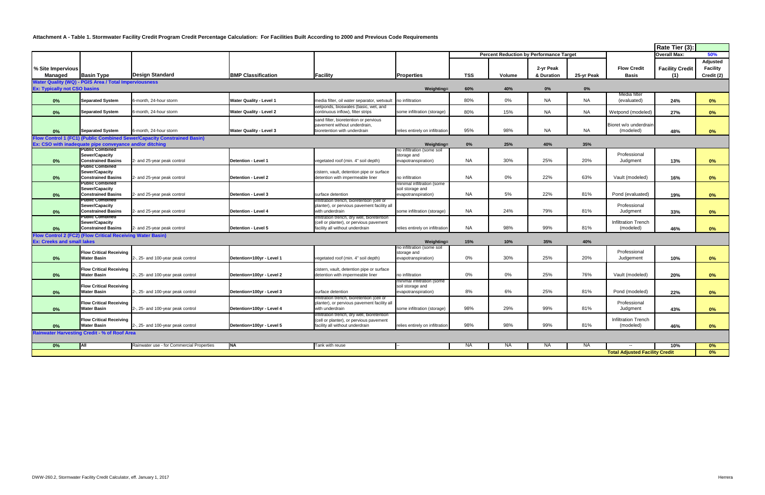### Attachment A - Table 1. Stormwater Facility Credit Program Credit Percentage Calculation: For Facilities Built According to 2000 and Previous Code Requirements

| % Site Impervious Managed | Basin Type | Design Standard | BMP Classification | Facility | Properties | TSS | Volume | 2-yr Peak & Duration | 25-yr Peak | Flow Credit Basis | Facility Credit (1) | Adjusted Facility Credit (2) |
|---|---|---|---|---|---|---|---|---|---|---|---|---|
| | | | | | | Percent Reduction by Performance Target | | | | | Rate Tier (3): Overall Max: | 50% |
| **Water Quality (WQ) - PGIS Area / Total Imperviousness** | | | | | | | | | | | | |
| **Ex: Typically not CSO basins** | | | | | **Weighting=** | **60%** | **40%** | **0%** | **0%** | | | |
| 0% | Separated System | 6-month, 24-hour storm | Water Quality - Level 1 | media filter, oil water separator, wetvault | no infiltration | 80% | 0% | NA | NA | Media filter (evaluated) | 24% | 0% |
| 0% | Separated System | 6-month, 24-hour storm | Water Quality - Level 2 | wetponds, bioswales (basic, wet, and continuous inflow), filter strips | some infiltration (storage) | 80% | 15% | NA | NA | Wetpond (modeled) | 27% | 0% |
| 0% | Separated System | 6-month, 24-hour storm | Water Quality - Level 3 | sand filter, bioretention or pervious pavement without underdrain, bioretention with underdrain | relies entirely on infiltration | 95% | 98% | NA | NA | Bioret w/o underdrain (modeled) | 48% | 0% |
| **Flow Control 1 (FC1) (Public Combined Sewer/Capacity Constrained Basin)** | | | | | | | | | | | | |
| **Ex: CSO with inadequate pipe conveyance and/or ditching** | | | | | **Weighting=** | **0%** | **25%** | **40%** | **35%** | | | |
| 0% | Public Combined Sewer/Capacity Constrained Basins | 2- and 25-year peak control | Detention - Level 1 | vegetated roof (min. 4" soil depth) | no infiltration (some soil storage and evapotranspiration) | NA | 30% | 25% | 20% | Professional Judgment | 13% | 0% |
| 0% | Public Combined Sewer/Capacity Constrained Basins | 2- and 25-year peak control | Detention - Level 2 | cistern, vault, detention pipe or surface detention with impermeable liner | no infiltration | NA | 0% | 22% | 63% | Vault (modeled) | 16% | 0% |
| 0% | Public Combined Sewer/Capacity Constrained Basins | 2- and 25-year peak control | Detention - Level 3 | surface detention | minimal infiltration (some soil storage and evapotranspiration) | NA | 5% | 22% | 81% | Pond (evaluated) | 19% | 0% |
| 0% | Public Combined Sewer/Capacity Constrained Basins | 2- and 25-year peak control | Detention - Level 4 | infiltration trench, bioretention (cell or planter), or pervious pavement facility all with underdrain | some infiltration (storage) | NA | 24% | 79% | 81% | Professional Judgment | 33% | 0% |
| 0% | Public Combined Sewer/Capacity Constrained Basins | 2- and 25-year peak control | Detention - Level 5 | infiltration trench, dry well, bioretention (cell or planter), or pervious pavement facility all without underdrain | relies entirely on infiltration | NA | 98% | 99% | 81% | Infiltration Trench (modeled) | 46% | 0% |
| **Flow Control 2 (FC2) (Flow Critical Receiving Water Basin)** | | | | | | | | | | | | |
| **Ex: Creeks and small lakes** | | | | | **Weighting=** | **15%** | **10%** | **35%** | **40%** | | | |
| 0% | Flow Critical Receiving Water Basin | 2-, 25- and 100-year peak control | Detention+100yr - Level 1 | vegetated roof (min. 4" soil depth) | no infiltration (some soil storage and evapotranspiration) | 0% | 30% | 25% | 20% | Professional Judgement | 10% | 0% |
| 0% | Flow Critical Receiving Water Basin | 2-, 25- and 100-year peak control | Detention+100yr - Level 2 | cistern, vault, detention pipe or surface detention with impermeable liner | no infiltration | 0% | 0% | 25% | 76% | Vault (modeled) | 20% | 0% |
| 0% | Flow Critical Receiving Water Basin | 2-, 25- and 100-year peak control | Detention+100yr - Level 3 | surface detention | minimal infiltration (some soil storage and evapotranspiration) | 8% | 6% | 25% | 81% | Pond (modeled) | 22% | 0% |
| 0% | Flow Critical Receiving Water Basin | 2-, 25- and 100-year peak control | Detention+100yr - Level 4 | infiltration trench, bioretention (cell or planter), or pervious pavement facility all with underdrain | some infiltration (storage) | 98% | 29% | 99% | 81% | Professional Judgment | 43% | 0% |
| 0% | Flow Critical Receiving Water Basin | 2-, 25- and 100-year peak control | Detention+100yr - Level 5 | infiltration trench, dry well, bioretention (cell or planter), or pervious pavement facility all without underdrain | relies entirely on infiltration | 98% | 98% | 99% | 81% | Infiltration Trench (modeled) | 46% | 0% |
| **Rainwater Harvesting Credit - % of Roof Area** | | | | | | | | | | | | |
| 0% | All | Rainwater use - for Commercial Properties | NA | Tank with reuse | -- | NA | NA | NA | NA | -- | 10% | 0% |
| | | | | | | | | | | **Total Adjusted Facility Credit** | | **0%** |

DWW-260.2, Stormwater Facility Credit Calculator, eff. January 1, 2017

Herrera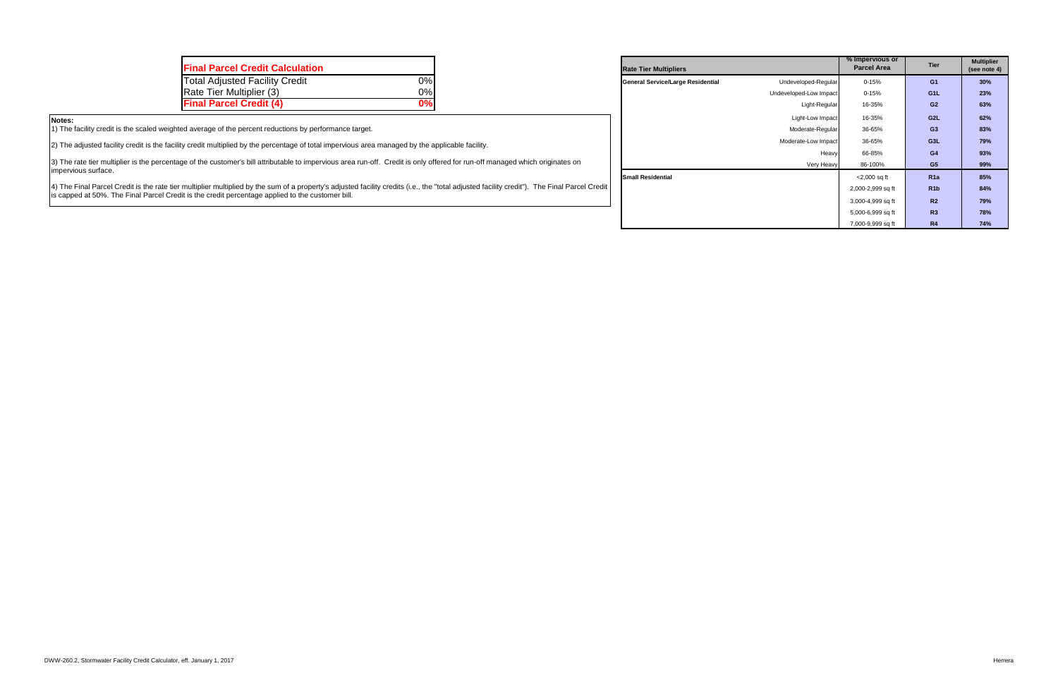| Final Parcel Credit Calculation | |
|---|---|
| Total Adjusted Facility Credit | 0% |
| Rate Tier Multiplier (3) | 0% |
| **Final Parcel Credit (4)** | **0%** |

**Notes:**

1) The facility credit is the scaled weighted average of the percent reductions by performance target.

2) The adjusted facility credit is the facility credit multiplied by the percentage of total impervious area managed by the applicable facility.

3) The rate tier multiplier is the percentage of the customer's bill attributable to impervious area run-off. Credit is only offered for run-off managed which originates on impervious surface.

4) The Final Parcel Credit is the rate tier multiplier multiplied by the sum of a property's adjusted facility credits (i.e., the "total adjusted facility credit"). The Final Parcel Credit is capped at 50%. The Final Parcel Credit is the credit percentage applied to the customer bill.

| Rate Tier Multipliers | | % Impervious or Parcel Area | Tier | Multiplier (see note 4) |
|---|---|---|---|---|
| General Service/Large Residential | Undeveloped-Regular | 0-15% | G1 | 30% |
| | Undeveloped-Low Impact | 0-15% | G1L | 23% |
| | Light-Regular | 16-35% | G2 | 63% |
| | Light-Low Impact | 16-35% | G2L | 62% |
| | Moderate-Regular | 36-65% | G3 | 83% |
| | Moderate-Low Impact | 36-65% | G3L | 79% |
| | Heavy | 66-85% | G4 | 93% |
| | Very Heavy | 86-100% | G5 | 99% |
| Small Residential | | <2,000 sq ft | R1a | 85% |
| | | 2,000-2,999 sq ft | R1b | 84% |
| | | 3,000-4,999 sq ft | R2 | 79% |
| | | 5,000-6,999 sq ft | R3 | 78% |
| | | 7,000-9,999 sq ft | R4 | 74% |

DWW-260.2, Stormwater Facility Credit Calculator, eff. January 1, 2017

Herrera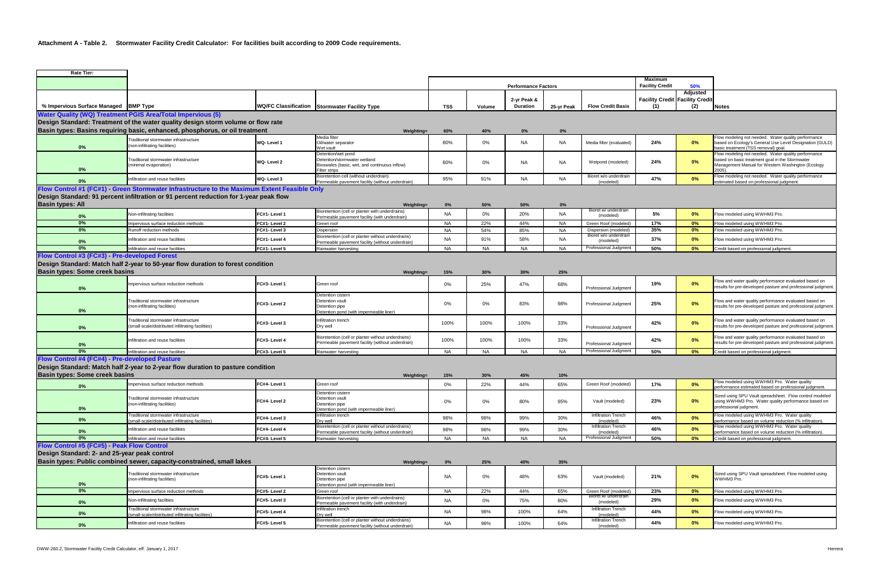# Attachment A - Table 2. Stormwater Facility Credit Calculator: For facilities built according to 2009 Code requirements.

| Rate Tier: | | | | | | | | | | | |
|---|---|---|---|---|---|---|---|---|---|---|---|
| | | | | Performance Factors | | | | | Maximum Facility Credit | 50% | |
| % Impervious Surface Managed | BMP Type | WQ/FC Classification | Stormwater Facility Type | TSS | Volume | 2-yr Peak & Duration | 25-yr Peak | Flow Credit Basis | Facility Credit (1) | Adjusted Facility Credit (2) | Notes |
| **Water Quality (WQ) Treatment PGIS Area/Total Impervious (5)** | | | | | | | | | | | |
| **Design Standard: Treatment of the water quality design storm volume or flow rate** | | | | | | | | | | | |
| **Basin types: Basins requiring basic, enhanced, phosphorus, or oil treatment** | | | Weighting= | 60% | 40% | 0% | 0% | | | | |
| 0% | Traditional stormwater infrastructure (non-infiltrating facilities) | WQ- Level 1 | Media filter<br>Oil/water separator<br>Wet vault | 80% | 0% | NA | NA | Media filter (evaluated) | 24% | 0% | Flow modeling not needed. Water quality performance based on Ecology's General Use Level Designation (GULD) basic treatment (TSS removal) goal. |
| 0% | Traditional stormwater infrastructure (minimal evaporation) | WQ- Level 2 | Detention/wet pond<br>Detention/stormwater wetland<br>Bioswales (basic, wet, and continuous inflow)<br>Filter strips | 80% | 0% | NA | NA | Wetpond (modeled) | 24% | 0% | Flow modeling not needed. Water quality performance based on basic treatment goal in the Stormwater Management Manual for Western Washington (Ecology 2005). |
| 0% | Infiltration and reuse facilities | WQ- Level 3 | Bioretention cell (without underdrain)<br>Permeable pavement facility (without underdrain) | 95% | 91% | NA | NA | Bioret w/o underdrain (modeled) | 47% | 0% | Flow modeling not needed. Water quality performance estimated based on professional judgment. |
| **Flow Control #1 (FC#1) - Green Stormwater Infrastructure to the Maximum Extent Feasible Only** | | | | | | | | | | | |
| **Design Standard: 91 percent infiltration or 91 percent reduction for 1-year peak flow** | | | | | | | | | | | |
| **Basin types: All** | | | Weighting= | 0% | 50% | 50% | 0% | | | | |
| 0% | Non-infiltrating facilities | FC#1- Level 1 | Bioretention (cell or planter with underdrains)<br>Permeable pavement facility (with underdrain) | NA | 0% | 20% | NA | Bioret w/ underdrain (modeled) | 5% | 0% | Flow modeled using WWHM3 Pro. |
| 0% | Impervious surface reduction methods | FC#1- Level 2 | Green roof | NA | 22% | 44% | NA | Green Roof (modeled) | 17% | 0% | Flow modeled using WWHM3 Pro. |
| 0% | Runoff reduction methods | FC#1- Level 3 | Dispersion | NA | 54% | 85% | NA | Dispersion (modeled) | 35% | 0% | Flow modeled using WWHM3 Pro. |
| 0% | Infiltration and reuse facilities | FC#1- Level 4 | Bioretention (cell or planter without underdrains)<br>Permeable pavement facility (without underdrain) | NA | 91% | 58% | NA | Bioret w/o underdrain (modeled) | 37% | 0% | Flow modeled using WWHM3 Pro. |
| 0% | Infiltration and reuse facilities | FC#1- Level 5 | Rainwater harvesting | NA | NA | NA | NA | Professional Judgment | 50% | 0% | Credit based on professional judgment. |
| **Flow Control #3 (FC#3) - Pre-developed Forest** | | | | | | | | | | | |
| **Design Standard: Match half 2-year to 50-year flow duration to forest condition** | | | | | | | | | | | |
| **Basin types: Some creek basins** | | | Weighting= | 15% | 30% | 30% | 25% | | | | |
| 0% | Impervious surface reduction methods | FC#3- Level 1 | Green roof | 0% | 25% | 47% | 68% | Professional Judgment | 19% | 0% | Flow and water quality performance evaluated based on results for pre-developed pasture and professional judgment. |
| 0% | Traditional stormwater infrastructure (non-infiltrating facilities) | FC#3- Level 2 | Detention cistern<br>Detention vault<br>Detention pipe<br>Detention pond (with impermeable liner) | 0% | 0% | 83% | 98% | Professional Judgment | 25% | 0% | Flow and water quality performance evaluated based on results for pre-developed pasture and professional judgment. |
| 0% | Traditional stormwater infrastructure (small-scale/distributed infiltrating facilities) | FC#3- Level 3 | Infiltration trench<br>Dry well | 100% | 100% | 100% | 33% | Professional Judgment | 42% | 0% | Flow and water quality performance evaluated based on results for pre-developed pasture and professional judgment. |
| 0% | Infiltration and reuse facilities | FC#3- Level 4 | Bioretention (cell or planter without underdrains)<br>Permeable pavement facility (without underdrain) | 100% | 100% | 100% | 33% | Professional Judgment | 42% | 0% | Flow and water quality performance evaluated based on results for pre-developed pasture and professional judgment. |
| 0% | Infiltration and reuse facilities | FC#3- Level 5 | Rainwater harvesting | NA | NA | NA | NA | Professional Judgment | 50% | 0% | Credit based on professional judgment. |
| **Flow Control #4 (FC#4) - Pre-developed Pasture** | | | | | | | | | | | |
| **Design Standard: Match half 2-year to 2-year flow duration to pasture condition** | | | | | | | | | | | |
| **Basin types: Some creek basins** | | | Weighting= | 15% | 30% | 45% | 10% | | | | |
| 0% | Impervious surface reduction methods | FC#4- Level 1 | Green roof | 0% | 22% | 44% | 65% | Green Roof (modeled) | 17% | 0% | Flow modeled using WWHM3 Pro. Water quality performance estimated based on professional judgment. |
| 0% | Traditional stormwater infrastructure (non-infiltrating facilities) | FC#4- Level 2 | Detention cistern<br>Detention vault<br>Detention pipe<br>Detention pond (with impermeable liner) | 0% | 0% | 80% | 95% | Vault (modeled) | 23% | 0% | Sized using SPU Vault spreadsheet. Flow control modeled using WWHM3 Pro. Water quality performance based on professional judgment. |
| 0% | Traditional stormwater infrastructure (small-scale/distributed infiltrating facilities) | FC#4- Level 3 | Infiltration trench<br>Dry well | 98% | 98% | 99% | 30% | Infiltration Trench (modeled) | 46% | 0% | Flow modeled using WWHM3 Pro. Water quality performance based on volume reduction (% infiltration). |
| 0% | Infiltration and reuse facilities | FC#4- Level 4 | Bioretention (cell or planter without underdrains)<br>Permeable pavement facility (without underdrain) | 98% | 98% | 99% | 30% | Infiltration Trench (modeled) | 46% | 0% | Flow modeled using WWHM3 Pro. Water quality performance based on volume reduction (% infiltration). |
| 0% | Infiltration and reuse facilities | FC#4- Level 5 | Rainwater harvesting | NA | NA | NA | NA | Professional Judgment | 50% | 0% | Credit based on professional judgment. |
| **Flow Control #5 (FC#5) - Peak Flow Control** | | | | | | | | | | | |
| **Design Standard: 2- and 25-year peak control** | | | | | | | | | | | |
| **Basin types: Public combined sewer, capacity-constrained, small lakes** | | | Weighting= | 0% | 25% | 40% | 35% | | | | |
| 0% | Traditional stormwater infrastructure (non-infiltrating facilities) | FC#5- Level 1 | Detention cistern<br>Detention vault<br>Detention pipe<br>Detention pond (with impermeable liner) | NA | 0% | 48% | 63% | Vault (modeled) | 21% | 0% | Sized using SPU Vault spreadsheet. Flow modeled using WWHM3 Pro. |
| 0% | Impervious surface reduction methods | FC#5- Level 2 | Green roof | NA | 22% | 44% | 65% | Green Roof (modeled) | 23% | 0% | Flow modeled using WWHM3 Pro. |
| 0% | Non-infiltrating facilities | FC#5- Level 3 | Bioretention (cell or planter with underdrains)<br>Permeable pavement facility (with underdrain) | NA | 0% | 75% | 80% | Bioret w/ underdrain (modeled) | 29% | 0% | Flow modeled using WWHM3 Pro. |
| 0% | Traditional stormwater infrastructure (small-scale/distributed infiltrating facilities) | FC#5- Level 4 | Infiltration trench<br>Dry well | NA | 98% | 100% | 64% | Infiltration Trench (modeled) | 44% | 0% | Flow modeled using WWHM3 Pro. |
| 0% | Infiltration and reuse facilities | FC#5- Level 5 | Bioretention (cell or planter without underdrains)<br>Permeable pavement facility (without underdrain) | NA | 98% | 100% | 64% | Infiltration Trench (modeled) | 44% | 0% | Flow modeled using WWHM3 Pro. |

DWW-260.2, Stormwater Facility Credit Calculator, eff. January 1, 2017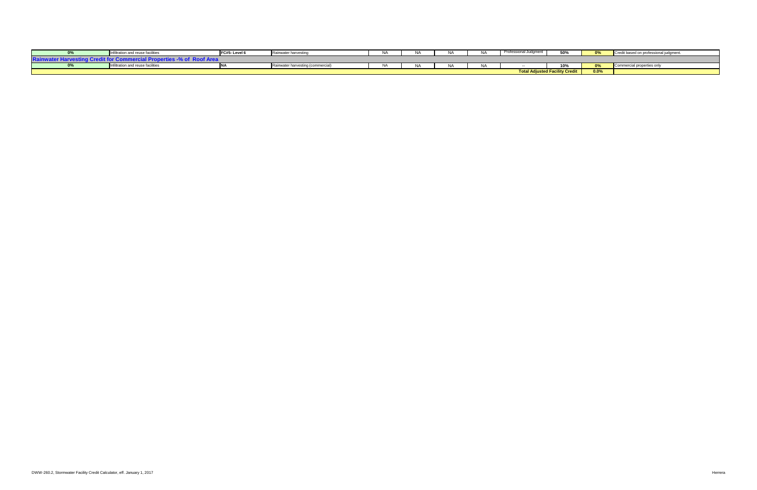| | | | | | | | | | | | |
|---|---|---|---|---|---|---|---|---|---|---|---|
| 0% | Infiltration and reuse facilities | FC#5- Level 6 | Rainwater harvesting | NA | NA | NA | NA | Professional Judgment | 50% | 0% | Credit based on professional judgment. |
| **Rainwater Harvesting Credit for Commercial Properties -% of Roof Area** | | | | | | | | | | | |
| 0% | Infiltration and reuse facilities | NA | Rainwater harvesting (commercial) | NA | NA | NA | NA | -- | 10% | 0% | Commercial properties only |
| | | | | | | | | | **Total Adjusted Facility Credit** | **0.0%** | |

DWW-260.2, Stormwater Facility Credit Calculator, eff. January 1, 2017

Herrera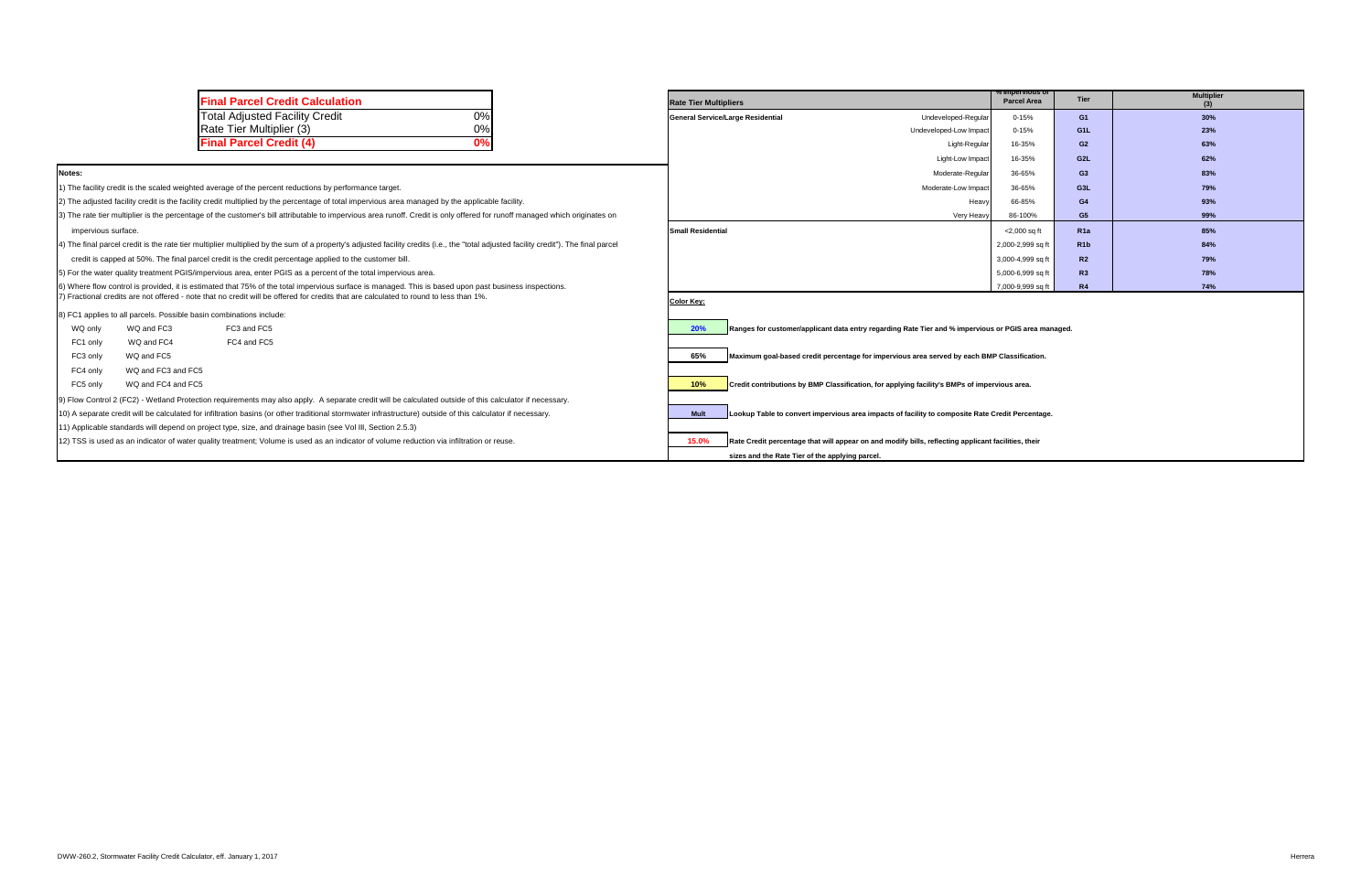## Final Parcel Credit Calculation

| Final Parcel Credit Calculation | |
|---|---|
| Total Adjusted Facility Credit | 0% |
| Rate Tier Multiplier (3) | 0% |
| **Final Parcel Credit (4)** | **0%** |

**Notes:**

1) The facility credit is the scaled weighted average of the percent reductions by performance target.

2) The adjusted facility credit is the facility credit multiplied by the percentage of total impervious area managed by the applicable facility.

3) The rate tier multiplier is the percentage of the customer's bill attributable to impervious area runoff. Credit is only offered for runoff managed which originates on impervious surface.

4) The final parcel credit is the rate tier multiplier multiplied by the sum of a property's adjusted facility credits (i.e., the "total adjusted facility credit"). The final parcel credit is capped at 50%. The final parcel credit is the credit percentage applied to the customer bill.

5) For the water quality treatment PGIS/impervious area, enter PGIS as a percent of the total impervious area.

6) Where flow control is provided, it is estimated that 75% of the total impervious surface is managed. This is based upon past business inspections.

7) Fractional credits are not offered - note that no credit will be offered for credits that are calculated to round to less than 1%.

8) FC1 applies to all parcels. Possible basin combinations include:

| | | |
|---|---|---|
| WQ only | WQ and FC3 | FC3 and FC5 |
| FC1 only | WQ and FC4 | FC4 and FC5 |
| FC3 only | WQ and FC5 | |
| FC4 only | WQ and FC3 and FC5 | |
| FC5 only | WQ and FC4 and FC5 | |

9) Flow Control 2 (FC2) - Wetland Protection requirements may also apply. A separate credit will be calculated outside of this calculator if necessary.

10) A separate credit will be calculated for infiltration basins (or other traditional stormwater infrastructure) outside of this calculator if necessary.

11) Applicable standards will depend on project type, size, and drainage basin (see Vol III, Section 2.5.3)

12) TSS is used as an indicator of water quality treatment; Volume is used as an indicator of volume reduction via infiltration or reuse.

| Rate Tier Multipliers | | % Impervious of Parcel Area | Tier | Multiplier (3) |
|---|---|---|---|---|
| General Service/Large Residential | Undeveloped-Regular | 0-15% | G1 | 30% |
| | Undeveloped-Low Impact | 0-15% | G1L | 23% |
| | Light-Regular | 16-35% | G2 | 63% |
| | Light-Low Impact | 16-35% | G2L | 62% |
| | Moderate-Regular | 36-65% | G3 | 83% |
| | Moderate-Low Impact | 36-65% | G3L | 79% |
| | Heavy | 66-85% | G4 | 93% |
| | Very Heavy | 86-100% | G5 | 99% |
| Small Residential | | <2,000 sq ft | R1a | 85% |
| | | 2,000-2,999 sq ft | R1b | 84% |
| | | 3,000-4,999 sq ft | R2 | 79% |
| | | 5,000-6,999 sq ft | R3 | 78% |
| | | 7,000-9,999 sq ft | R4 | 74% |

**Color Key:**

| | |
|---|---|
| 20% | Ranges for customer/applicant data entry regarding Rate Tier and % impervious or PGIS area managed. |
| 65% | Maximum goal-based credit percentage for impervious area served by each BMP Classification. |
| 10% | Credit contributions by BMP Classification, for applying facility's BMPs of impervious area. |
| Mult | Lookup Table to convert impervious area impacts of facility to composite Rate Credit Percentage. |
| 15.0% | Rate Credit percentage that will appear on and modify bills, reflecting applicant facilities, their sizes and the Rate Tier of the applying parcel. |

DWW-260.2, Stormwater Facility Credit Calculator, eff. January 1, 2017

Herrera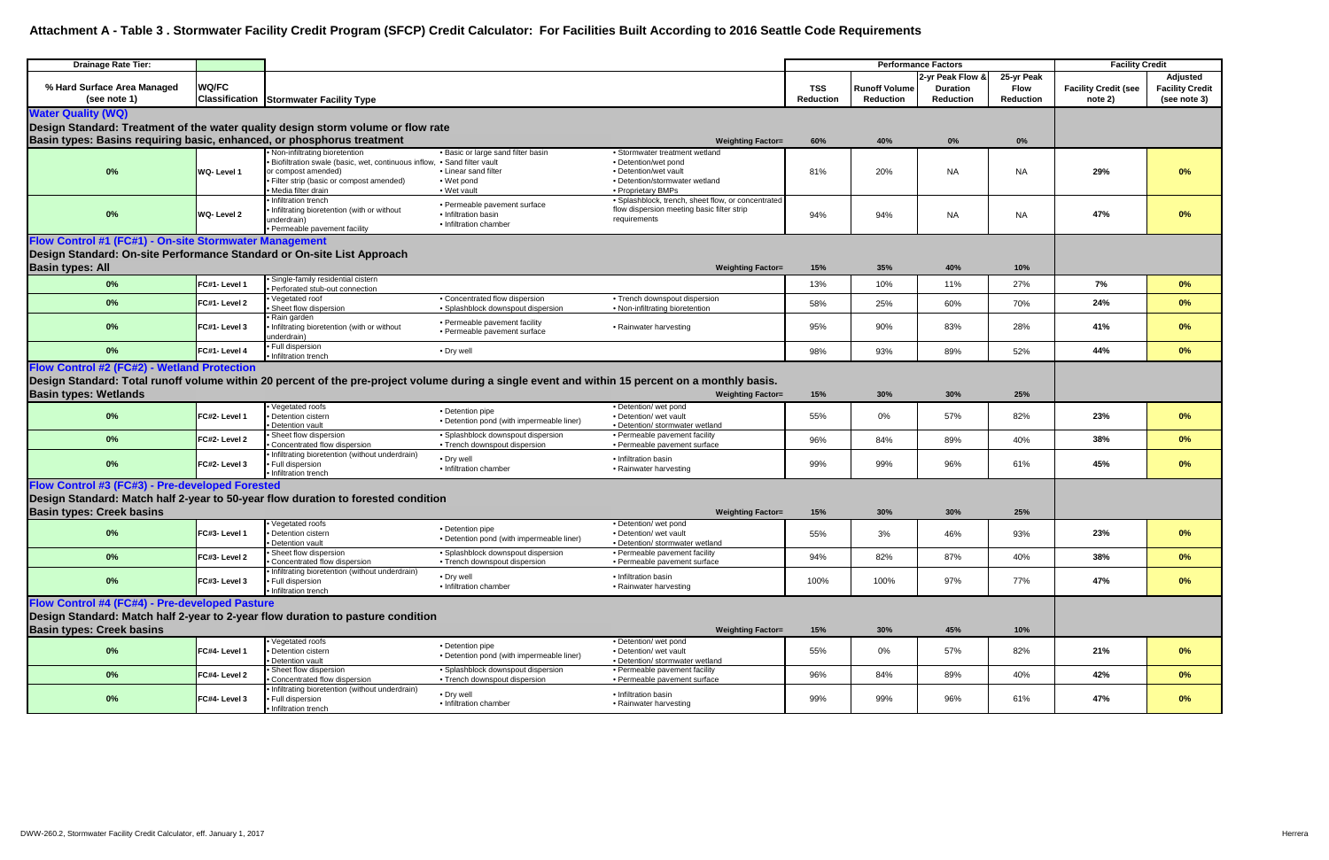# Attachment A - Table 3 . Stormwater Facility Credit Program (SFCP) Credit Calculator: For Facilities Built According to 2016 Seattle Code Requirements

| Drainage Rate Tier: | | | | | Performance Factors | | | | Facility Credit | |
|---|---|---|---|---|---|---|---|---|---|---|
| % Hard Surface Area Managed (see note 1) | WQ/FC Classification | Stormwater Facility Type | | | TSS Reduction | Runoff Volume Reduction | 2-yr Peak Flow & Duration Reduction | 25-yr Peak Flow Reduction | Facility Credit (see note 2) | Adjusted Facility Credit (see note 3) |
| **Water Quality (WQ)** Design Standard: Treatment of the water quality design storm volume or flow rate. Basin types: Basins requiring basic, enhanced, or phosphorus treatment | | | | Weighting Factor= | 60% | 40% | 0% | 0% | | |
| 0% | WQ- Level 1 | • Non-infiltrating bioretention • Biofiltration swale (basic, wet, continuous inflow, or compost amended) • Filter strip (basic or compost amended) • Media filter drain | • Basic or large sand filter basin • Sand filter vault • Linear sand filter • Wet pond • Wet vault | • Stormwater treatment wetland • Detention/wet pond • Detention/wet vault • Detention/stormwater wetland • Proprietary BMPs | 81% | 20% | NA | NA | 29% | 0% |
| 0% | WQ- Level 2 | • Infiltration trench • Infiltrating bioretention (with or without underdrain) • Permeable pavement facility | • Permeable pavement surface • Infiltration basin • Infiltration chamber | • Splashblock, trench, sheet flow, or concentrated flow dispersion meeting basic filter strip requirements | 94% | 94% | NA | NA | 47% | 0% |
| **Flow Control #1 (FC#1) - On-site Stormwater Management** Design Standard: On-site Performance Standard or On-site List Approach. Basin types: All | | | | Weighting Factor= | 15% | 35% | 40% | 10% | | |
| 0% | FC#1- Level 1 | • Single-family residential cistern • Perforated stub-out connection | | | 13% | 10% | 11% | 27% | 7% | 0% |
| 0% | FC#1- Level 2 | • Vegetated roof • Sheet flow dispersion | • Concentrated flow dispersion • Splashblock downspout dispersion | • Trench downspout dispersion • Non-infiltrating bioretention | 58% | 25% | 60% | 70% | 24% | 0% |
| 0% | FC#1- Level 3 | • Rain garden • Infiltrating bioretention (with or without underdrain) | • Permeable pavement facility • Permeable pavement surface | • Rainwater harvesting | 95% | 90% | 83% | 28% | 41% | 0% |
| 0% | FC#1- Level 4 | • Full dispersion • Infiltration trench | • Dry well | | 98% | 93% | 89% | 52% | 44% | 0% |
| **Flow Control #2 (FC#2) - Wetland Protection** Design Standard: Total runoff volume within 20 percent of the pre-project volume during a single event and within 15 percent on a monthly basis. Basin types: Wetlands | | | | Weighting Factor= | 15% | 30% | 30% | 25% | | |
| 0% | FC#2- Level 1 | • Vegetated roofs • Detention cistern • Detention vault | • Detention pipe • Detention pond (with impermeable liner) | • Detention/ wet pond • Detention/ wet vault • Detention/ stormwater wetland | 55% | 0% | 57% | 82% | 23% | 0% |
| 0% | FC#2- Level 2 | • Sheet flow dispersion • Concentrated flow dispersion | • Splashblock downspout dispersion • Trench downspout dispersion | • Permeable pavement facility • Permeable pavement surface | 96% | 84% | 89% | 40% | 38% | 0% |
| 0% | FC#2- Level 3 | • Infiltrating bioretention (without underdrain) • Full dispersion • Infiltration trench | • Dry well • Infiltration chamber | • Infiltration basin • Rainwater harvesting | 99% | 99% | 96% | 61% | 45% | 0% |
| **Flow Control #3 (FC#3) - Pre-developed Forested** Design Standard: Match half 2-year to 50-year flow duration to forested condition. Basin types: Creek basins | | | | Weighting Factor= | 15% | 30% | 30% | 25% | | |
| 0% | FC#3- Level 1 | • Vegetated roofs • Detention cistern • Detention vault | • Detention pipe • Detention pond (with impermeable liner) | • Detention/ wet pond • Detention/ wet vault • Detention/ stormwater wetland | 55% | 3% | 46% | 93% | 23% | 0% |
| 0% | FC#3- Level 2 | • Sheet flow dispersion • Concentrated flow dispersion | • Splashblock downspout dispersion • Trench downspout dispersion | • Permeable pavement facility • Permeable pavement surface | 94% | 82% | 87% | 40% | 38% | 0% |
| 0% | FC#3- Level 3 | • Infiltrating bioretention (without underdrain) • Full dispersion • Infiltration trench | • Dry well • Infiltration chamber | • Infiltration basin • Rainwater harvesting | 100% | 100% | 97% | 77% | 47% | 0% |
| **Flow Control #4 (FC#4) - Pre-developed Pasture** Design Standard: Match half 2-year to 2-year flow duration to pasture condition. Basin types: Creek basins | | | | Weighting Factor= | 15% | 30% | 45% | 10% | | |
| 0% | FC#4- Level 1 | • Vegetated roofs • Detention cistern • Detention vault | • Detention pipe • Detention pond (with impermeable liner) | • Detention/ wet pond • Detention/ wet vault • Detention/ stormwater wetland | 55% | 0% | 57% | 82% | 21% | 0% |
| 0% | FC#4- Level 2 | • Sheet flow dispersion • Concentrated flow dispersion | • Splashblock downspout dispersion • Trench downspout dispersion | • Permeable pavement facility • Permeable pavement surface | 96% | 84% | 89% | 40% | 42% | 0% |
| 0% | FC#4- Level 3 | • Infiltrating bioretention (without underdrain) • Full dispersion • Infiltration trench | • Dry well • Infiltration chamber | • Infiltration basin • Rainwater harvesting | 99% | 99% | 96% | 61% | 47% | 0% |

DWW-260.2, Stormwater Facility Credit Calculator, eff. January 1, 2017 — Herrera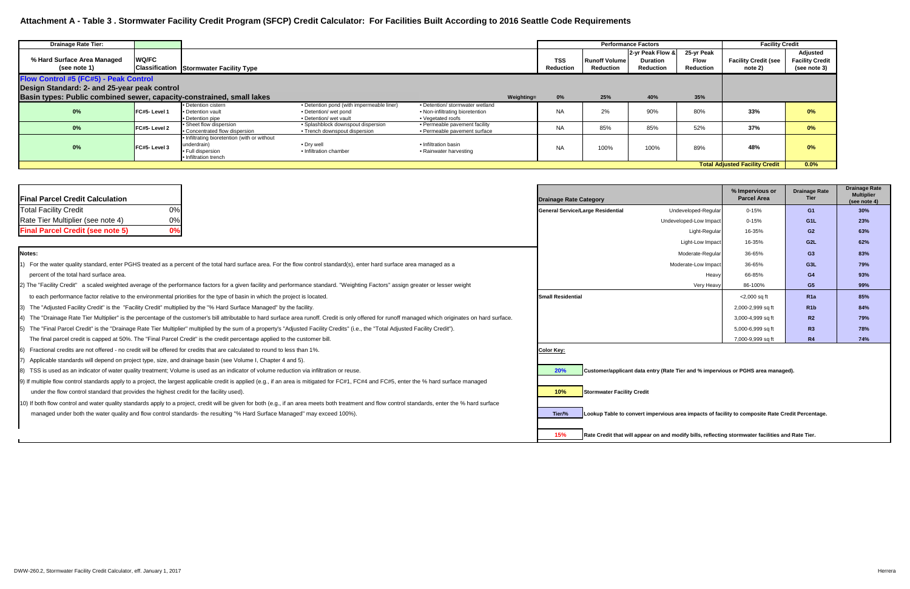# Attachment A - Table 3 . Stormwater Facility Credit Program (SFCP) Credit Calculator: For Facilities Built According to 2016 Seattle Code Requirements

| Drainage Rate Tier: | | | | | | Performance Factors | | | | Facility Credit | |
|---|---|---|---|---|---|---|---|---|---|---|---|
| % Hard Surface Area Managed (see note 1) | WQ/FC Classification | Stormwater Facility Type | | | | TSS Reduction | Runoff Volume Reduction | 2-yr Peak Flow & Duration Reduction | 25-yr Peak Flow Reduction | Facility Credit (see note 2) | Adjusted Facility Credit (see note 3) |
| **Flow Control #5 (FC#5) - Peak Control** | | | | | | | | | | | |
| **Design Standard: 2- and 25-year peak control** | | | | | | | | | | | |
| **Basin types: Public combined sewer, capacity-constrained, small lakes** | | | | | Weighting= | 0% | 25% | 40% | 35% | | |
| 0% | FC#5- Level 1 | • Detention cistern • Detention vault • Detention pipe | • Detention pond (with impermeable liner) • Detention/ wet pond • Detention/ wet vault | • Detention/ stormwater wetland • Non-infiltrating bioretention • Vegetated roofs | | NA | 2% | 90% | 80% | 33% | 0% |
| 0% | FC#5- Level 2 | • Sheet flow dispersion • Concentrated flow dispersion | • Splashblock downspout dispersion • Trench downspout dispersion | • Permeable pavement facility • Permeable pavement surface | | NA | 85% | 85% | 52% | 37% | 0% |
| 0% | FC#5- Level 3 | • Infiltrating bioretention (with or without underdrain) • Full dispersion • Infiltration trench | • Dry well • Infiltration chamber | • Infiltration basin • Rainwater harvesting | | NA | 100% | 100% | 89% | 48% | 0% |
| | | | | | | | | | | **Total Adjusted Facility Credit** | **0.0%** |

| Final Parcel Credit Calculation | |
|---|---|
| Total Facility Credit | 0% |
| Rate Tier Multiplier (see note 4) | 0% |
| **Final Parcel Credit (see note 5)** | **0%** |

| Drainage Rate Category | | % Impervious or Parcel Area | Drainage Rate Tier | Drainage Rate Multiplier (see note 4) |
|---|---|---|---|---|
| General Service/Large Residential | Undeveloped-Regular | 0-15% | G1 | 30% |
| | Undeveloped-Low Impact | 0-15% | G1L | 23% |
| | Light-Regular | 16-35% | G2 | 63% |
| | Light-Low Impact | 16-35% | G2L | 62% |
| | Moderate-Regular | 36-65% | G3 | 83% |
| | Moderate-Low Impact | 36-65% | G3L | 79% |
| | Heavy | 66-85% | G4 | 93% |
| | Very Heavy | 86-100% | G5 | 99% |
| Small Residential | | <2,000 sq ft | R1a | 85% |
| | | 2,000-2,999 sq ft | R1b | 84% |
| | | 3,000-4,999 sq ft | R2 | 79% |
| | | 5,000-6,999 sq ft | R3 | 78% |
| | | 7,000-9,999 sq ft | R4 | 74% |

**Color Key:**

- 20% — Customer/applicant data entry (Rate Tier and % impervious or PGHS area managed).
- 10% — Stormwater Facility Credit
- Tier/% — Lookup Table to convert impervious area impacts of facility to composite Rate Credit Percentage.
- 15% — Rate Credit that will appear on and modify bills, reflecting stormwater facilities and Rate Tier.

**Notes:**

1) For the water quality standard, enter PGHS treated as a percent of the total hard surface area. For the flow control standard(s), enter hard surface area managed as a percent of the total hard surface area.
2) The "Facility Credit" a scaled weighted average of the performance factors for a given facility and performance standard. "Weighting Factors" assign greater or lesser weight to each performance factor relative to the environmental priorities for the type of basin in which the project is located.
3) The "Adjusted Facility Credit" is the "Facility Credit" multiplied by the "% Hard Surface Managed" by the facility.
4) The "Drainage Rate Tier Multiplier" is the percentage of the customer's bill attributable to hard surface area runoff. Credit is only offered for runoff managed which originates on hard surface.
5) The "Final Parcel Credit" is the "Drainage Rate Tier Multiplier" multiplied by the sum of a property's "Adjusted Facility Credits" (i.e., the "Total Adjusted Facility Credit"). The final parcel credit is capped at 50%. The "Final Parcel Credit" is the credit percentage applied to the customer bill.
6) Fractional credits are not offered - no credit will be offered for credits that are calculated to round to less than 1%.
7) Applicable standards will depend on project type, size, and drainage basin (see Volume I, Chapter 4 and 5).
8) TSS is used as an indicator of water quality treatment; Volume is used as an indicator of volume reduction via infiltration or reuse.
9) If multiple flow control standards apply to a project, the largest applicable credit is applied (e.g., if an area is mitigated for FC#1, FC#4 and FC#5, enter the % hard surface managed under the flow control standard that provides the highest credit for the facility used).
10) If both flow control and water quality standards apply to a project, credit will be given for both (e.g., if an area meets both treatment and flow control standards, enter the % hard surface managed under both the water quality and flow control standards- the resulting "% Hard Surface Managed" may exceed 100%).

DWW-260.2, Stormwater Facility Credit Calculator, eff. January 1, 2017

Herrera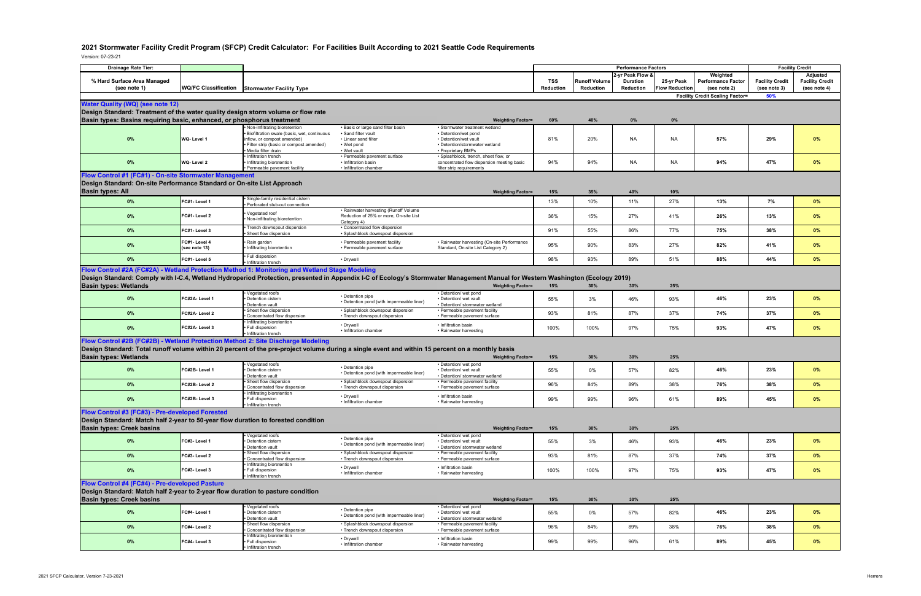# 2021 Stormwater Facility Credit Program (SFCP) Credit Calculator: For Facilities Built According to 2021 Seattle Code Requirements

Version: 07-23-21

| Drainage Rate Tier: | | | | | Performance Factors | | | | | Facility Credit | |
|---|---|---|---|---|---|---|---|---|---|---|---|
| % Hard Surface Area Managed (see note 1) | WQ/FC Classification | Stormwater Facility Type | | | TSS Reduction | Runoff Volume Reduction | 2-yr Peak Flow & Duration Reduction | 25-yr Peak Flow Reduction | Weighted Performance Factor (see note 2) | Facility Credit (see note 3) | Adjusted Facility Credit (see note 4) |
| | | | | | | | | | Facility Credit Scaling Factor= | 50% | |
| **Water Quality (WQ) (see note 12)** | | | | | | | | | | | |
| **Design Standard: Treatment of the water quality design storm volume or flow rate** | | | | | | | | | | | |
| **Basin types: Basins requiring basic, enhanced, or phosphorus treatment** | | | | Weighting Factor= | 60% | 40% | 0% | 0% | | | |
| 0% | WQ- Level 1 | • Non-infiltrating bioretention • Biofiltration swale (basic, wet, continuous inflow, or compost amended) • Filter strip (basic or compost amended) • Media filter drain | • Basic or large sand filter basin • Sand filter vault • Linear sand filter • Wet pond • Wet vault | • Stormwater treatment wetland • Detention/wet pond • Detention/wet vault • Detention/stormwater wetland • Proprietary BMPs | 81% | 20% | NA | NA | 57% | 29% | 0% |
| 0% | WQ- Level 2 | • Infiltration trench • Infiltrating bioretention • Permeable pavement facility | • Permeable pavement surface • Infiltration basin • Infiltration chamber | • Splashblock, trench, sheet flow, or concentrated flow dispersion meeting basic filter strip requirements | 94% | 94% | NA | NA | 94% | 47% | 0% |
| **Flow Control #1 (FC#1) - On-site Stormwater Management** | | | | | | | | | | | |
| **Design Standard: On-site Performance Standard or On-site List Approach** | | | | | | | | | | | |
| **Basin types: All** | | | | Weighting Factor= | 15% | 35% | 40% | 10% | | | |
| 0% | FC#1- Level 1 | • Single-family residential cistern • Perforated stub-out connection | | | 13% | 10% | 11% | 27% | 13% | 7% | 0% |
| 0% | FC#1- Level 2 | • Vegetated roof • Non-infiltrating bioretention | • Rainwater harvesting (Runoff Volume Reduction of 25% or more, On-site List Category 4) | | 36% | 15% | 27% | 41% | 26% | 13% | 0% |
| 0% | FC#1- Level 3 | • Trench downspout dispersion • Sheet flow dispersion | • Concentrated flow dispersion • Splashblock downspout dispersion | | 91% | 55% | 86% | 77% | 75% | 38% | 0% |
| 0% | FC#1- Level 4 (see note 13) | • Rain garden • Infiltrating bioretention | • Permeable pavement facility • Permeable pavement surface | • Rainwater harvesting (On-site Performance Standard, On-site List Category 2) | 95% | 90% | 83% | 27% | 82% | 41% | 0% |
| 0% | FC#1- Level 5 | • Full dispersion • Infiltration trench | • Drywell | | 98% | 93% | 89% | 51% | 88% | 44% | 0% |
| **Flow Control #2A (FC#2A) - Wetland Protection Method 1: Monitoring and Wetland Stage Modeling** | | | | | | | | | | | |
| **Design Standard: Comply with I-C.4, Wetland Hydroperiod Protection, presented in Appendix I-C of Ecology's Stormwater Management Manual for Western Washington (Ecology 2019)** | | | | | | | | | | | |
| **Basin types: Wetlands** | | | | Weighting Factor= | 15% | 30% | 30% | 25% | | | |
| 0% | FC#2A- Level 1 | • Vegetated roofs • Detention cistern • Detention vault | • Detention pipe • Detention pond (with impermeable liner) | • Detention/ wet pond • Detention/ wet vault • Detention/ stormwater wetland | 55% | 3% | 46% | 93% | 46% | 23% | 0% |
| 0% | FC#2A- Level 2 | • Sheet flow dispersion • Concentrated flow dispersion | • Splashblock downspout dispersion • Trench downspout dispersion | • Permeable pavement facility • Permeable pavement surface | 93% | 81% | 87% | 37% | 74% | 37% | 0% |
| 0% | FC#2A- Level 3 | • Infiltrating bioretention • Full dispersion • Infiltration trench | • Drywell • Infiltration chamber | • Infiltration basin • Rainwater harvesting | 100% | 100% | 97% | 75% | 93% | 47% | 0% |
| **Flow Control #2B (FC#2B) - Wetland Protection Method 2: Site Discharge Modeling** | | | | | | | | | | | |
| **Design Standard: Total runoff volume within 20 percent of the pre-project volume during a single event and within 15 percent on a monthly basis** | | | | | | | | | | | |
| **Basin types: Wetlands** | | | | Weighting Factor= | 15% | 30% | 30% | 25% | | | |
| 0% | FC#2B- Level 1 | • Vegetated roofs • Detention cistern • Detention vault | • Detention pipe • Detention pond (with impermeable liner) | • Detention/ wet pond • Detention/ wet vault • Detention/ stormwater wetland | 55% | 0% | 57% | 82% | 46% | 23% | 0% |
| 0% | FC#2B- Level 2 | • Sheet flow dispersion • Concentrated flow dispersion | • Splashblock downspout dispersion • Trench downspout dispersion | • Permeable pavement facility • Permeable pavement surface | 96% | 84% | 89% | 38% | 76% | 38% | 0% |
| 0% | FC#2B- Level 3 | • Infiltrating bioretention • Full dispersion • Infiltration trench | • Drywell • Infiltration chamber | • Infiltration basin • Rainwater harvesting | 99% | 99% | 96% | 61% | 89% | 45% | 0% |
| **Flow Control #3 (FC#3) - Pre-developed Forested** | | | | | | | | | | | |
| **Design Standard: Match half 2-year to 50-year flow duration to forested condition** | | | | | | | | | | | |
| **Basin types: Creek basins** | | | | Weighting Factor= | 15% | 30% | 30% | 25% | | | |
| 0% | FC#3- Level 1 | • Vegetated roofs • Detention cistern • Detention vault | • Detention pipe • Detention pond (with impermeable liner) | • Detention/ wet pond • Detention/ wet vault • Detention/ stormwater wetland | 55% | 3% | 46% | 93% | 46% | 23% | 0% |
| 0% | FC#3- Level 2 | • Sheet flow dispersion • Concentrated flow dispersion | • Splashblock downspout dispersion • Trench downspout dispersion | • Permeable pavement facility • Permeable pavement surface | 93% | 81% | 87% | 37% | 74% | 37% | 0% |
| 0% | FC#3- Level 3 | • Infiltrating bioretention • Full dispersion • Infiltration trench | • Drywell • Infiltration chamber | • Infiltration basin • Rainwater harvesting | 100% | 100% | 97% | 75% | 93% | 47% | 0% |
| **Flow Control #4 (FC#4) - Pre-developed Pasture** | | | | | | | | | | | |
| **Design Standard: Match half 2-year to 2-year flow duration to pasture condition** | | | | | | | | | | | |
| **Basin types: Creek basins** | | | | Weighting Factor= | 15% | 30% | 30% | 25% | | | |
| 0% | FC#4- Level 1 | • Vegetated roofs • Detention cistern • Detention vault | • Detention pipe • Detention pond (with impermeable liner) | • Detention/ wet pond • Detention/ wet vault • Detention/ stormwater wetland | 55% | 0% | 57% | 82% | 46% | 23% | 0% |
| 0% | FC#4- Level 2 | • Sheet flow dispersion • Concentrated flow dispersion | • Splashblock downspout dispersion • Trench downspout dispersion | • Permeable pavement facility • Permeable pavement surface | 96% | 84% | 89% | 38% | 76% | 38% | 0% |
| 0% | FC#4- Level 3 | • Infiltrating bioretention • Full dispersion • Infiltration trench | • Drywell • Infiltration chamber | • Infiltration basin • Rainwater harvesting | 99% | 99% | 96% | 61% | 89% | 45% | 0% |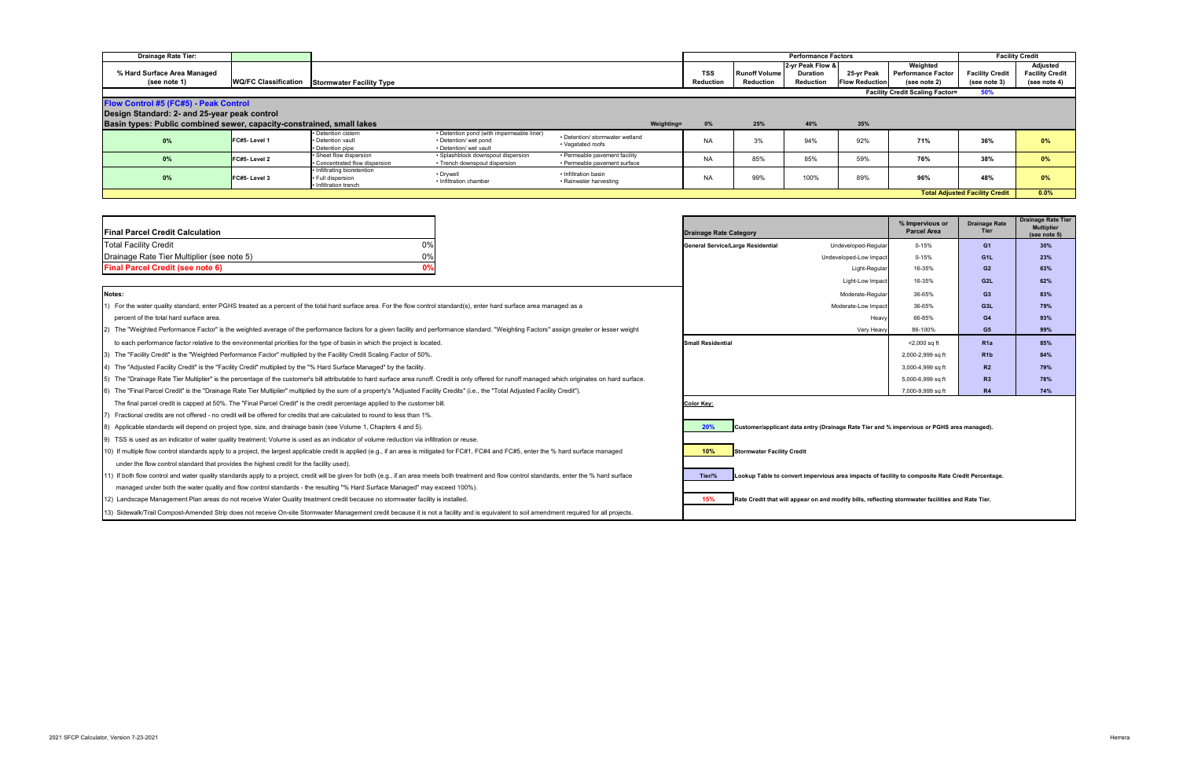| Drainage Rate Tier: | | | | | Performance Factors | | | | | Facility Credit | |
|---|---|---|---|---|---|---|---|---|---|---|---|
| % Hard Surface Area Managed (see note 1) | WQ/FC Classification | Stormwater Facility Type | | | TSS Reduction | Runoff Volume Reduction | 2-yr Peak Flow & Duration Reduction | 25-yr Peak Flow Reduction | Weighted Performance Factor (see note 2) | Facility Credit (see note 3) | Adjusted Facility Credit (see note 4) |
| | | | | | | | | | Facility Credit Scaling Factor= | 50% | |
| **Flow Control #5 (FC#5) - Peak Control** | | | | | | | | | | | |
| **Design Standard: 2- and 25-year peak control** | | | | | | | | | | | |
| **Basin types: Public combined sewer, capacity-constrained, small lakes** | | | | Weighting= | 0% | 25% | 40% | 35% | | | |
| 0% | FC#5- Level 1 | • Detention cistern • Detention vault • Detention pipe | • Detention pond (with impermeable liner) • Detention/ wet pond • Detention/ wet vault | • Detention/ stormwater wetland • Vegetated roofs | NA | 3% | 94% | 92% | 71% | 36% | 0% |
| 0% | FC#5- Level 2 | • Sheet flow dispersion • Concentrated flow dispersion | • Splashblock downspout dispersion • Trench downspout dispersion | • Permeable pavement facility • Permeable pavement surface | NA | 85% | 85% | 59% | 76% | 38% | 0% |
| 0% | FC#5- Level 3 | • Infiltrating bioretention • Full dispersion • Infiltration trench | • Drywell • Infiltration chamber | • Infiltration basin • Rainwater harvesting | NA | 99% | 100% | 89% | 96% | 48% | 0% |
| | | | | | | | | | | Total Adjusted Facility Credit | 0.0% |

| Final Parcel Credit Calculation | |
|---|---|
| Total Facility Credit | 0% |
| Drainage Rate Tier Multiplier (see note 5) | 0% |
| **Final Parcel Credit (see note 6)** | **0%** |

**Notes:**

1) For the water quality standard, enter PGHS treated as a percent of the total hard surface area. For the flow control standard(s), enter hard surface area managed as a percent of the total hard surface area.
2) The "Weighted Performance Factor" is the weighted average of the performance factors for a given facility and performance standard. "Weighting Factors" assign greater or lesser weight to each performance factor relative to the environmental priorities for the type of basin in which the project is located.
3) The "Facility Credit" is the "Weighted Performance Factor" multiplied by the Facility Credit Scaling Factor of 50%.
4) The "Adjusted Facility Credit" is the "Facility Credit" multiplied by the "% Hard Surface Managed" by the facility.
5) The "Drainage Rate Tier Multiplier" is the percentage of the customer's bill attributable to hard surface area runoff. Credit is only offered for runoff managed which originates on hard surface.
6) The "Final Parcel Credit" is the "Drainage Rate Tier Multiplier" multiplied by the sum of a property's "Adjusted Facility Credits" (i.e., the "Total Adjusted Facility Credit").
   The final parcel credit is capped at 50%. The "Final Parcel Credit" is the credit percentage applied to the customer bill.
7) Fractional credits are not offered - no credit will be offered for credits that are calculated to round to less than 1%.
8) Applicable standards will depend on project type, size, and drainage basin (see Volume 1, Chapters 4 and 5).
9) TSS is used as an indicator of water quality treatment; Volume is used as an indicator of volume reduction via infiltration or reuse.
10) If multiple flow control standards apply to a project, the largest applicable credit is applied (e.g., if an area is mitigated for FC#1, FC#4 and FC#5, enter the % hard surface managed under the flow control standard that provides the highest credit for the facility used).
11) If both flow control and water quality standards apply to a project, credit will be given for both (e.g., if an area meets both treatment and flow control standards, enter the % hard surface managed under both the water quality and flow control standards - the resulting "% Hard Surface Managed" may exceed 100%).
12) Landscape Management Plan areas do not receive Water Quality treatment credit because no stormwater facility is installed.
13) Sidewalk/Trail Compost-Amended Strip does not receive On-site Stormwater Management credit because it is not a facility and is equivalent to soil amendment required for all projects.

| Drainage Rate Category | | % Impervious or Parcel Area | Drainage Rate Tier | Drainage Rate Tier Multiplier (see note 5) |
|---|---|---|---|---|
| General Service/Large Residential | Undeveloped-Regular | 0-15% | G1 | 30% |
| | Undeveloped-Low Impact | 0-15% | G1L | 23% |
| | Light-Regular | 16-35% | G2 | 63% |
| | Light-Low Impact | 16-35% | G2L | 62% |
| | Moderate-Regular | 36-65% | G3 | 83% |
| | Moderate-Low Impact | 36-65% | G3L | 79% |
| | Heavy | 66-85% | G4 | 93% |
| | Very Heavy | 86-100% | G5 | 99% |
| Small Residential | | <2,000 sq ft | R1a | 85% |
| | | 2,000-2,999 sq ft | R1b | 84% |
| | | 3,000-4,999 sq ft | R2 | 79% |
| | | 5,000-6,999 sq ft | R3 | 78% |
| | | 7,000-9,999 sq ft | R4 | 74% |

**Color Key:**

| | |
|---|---|
| 20% | Customer/applicant data entry (Drainage Rate Tier and % impervious or PGHS area managed). |
| 10% | Stormwater Facility Credit |
| Tier/% | Lookup Table to convert impervious area impacts of facility to composite Rate Credit Percentage. |
| 15% | Rate Credit that will appear on and modify bills, reflecting stormwater facilities and Rate Tier. |

2021 SFCP Calculator, Version 7-23-2021

Herrera